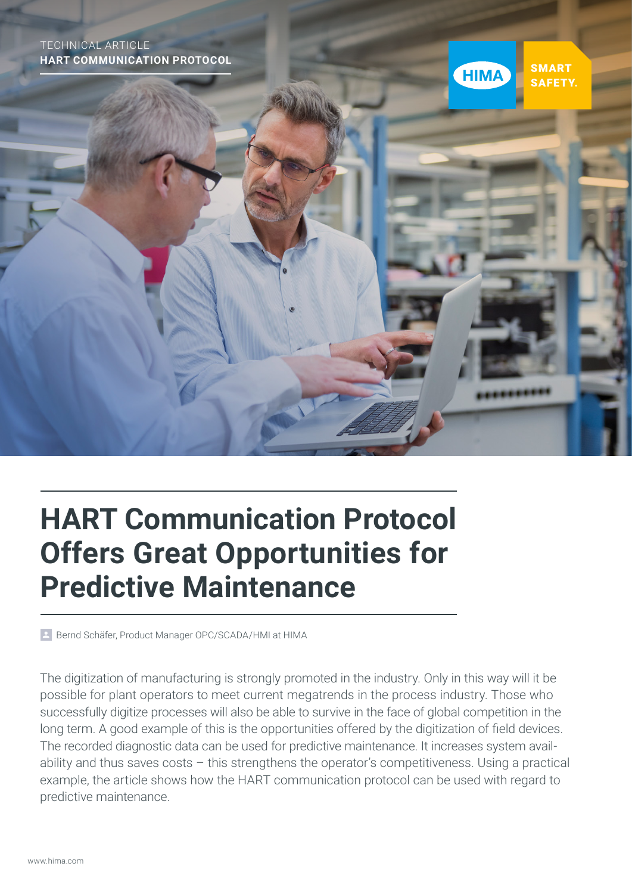TECHNICAL ARTICLE

**HART COMMUNICATION PROTOCOL**

HIMA SMART SAFETY.

# HART Communication Protocol Offers Great Opportunities for Predictive Maintenance

Bernd Schäfer, Product Manager OPC/SCADA/HMI at HIMA

The digitization of manufacturing is strongly promoted in the industry. Only in this way will it be possible for plant operators to meet current megatrends in the process industry. Those who successfully digitize processes will also be able to survive in the face of global competition in the long term. A good example of this is the opportunities offered by the digitization of field devices. The recorded diagnostic data can be used for predictive maintenance. It increases system availability and thus saves costs – this strengthens the operator's competitiveness. Using a practical example, the article shows how the HART communication protocol can be used with regard to predictive maintenance.

www.hima.com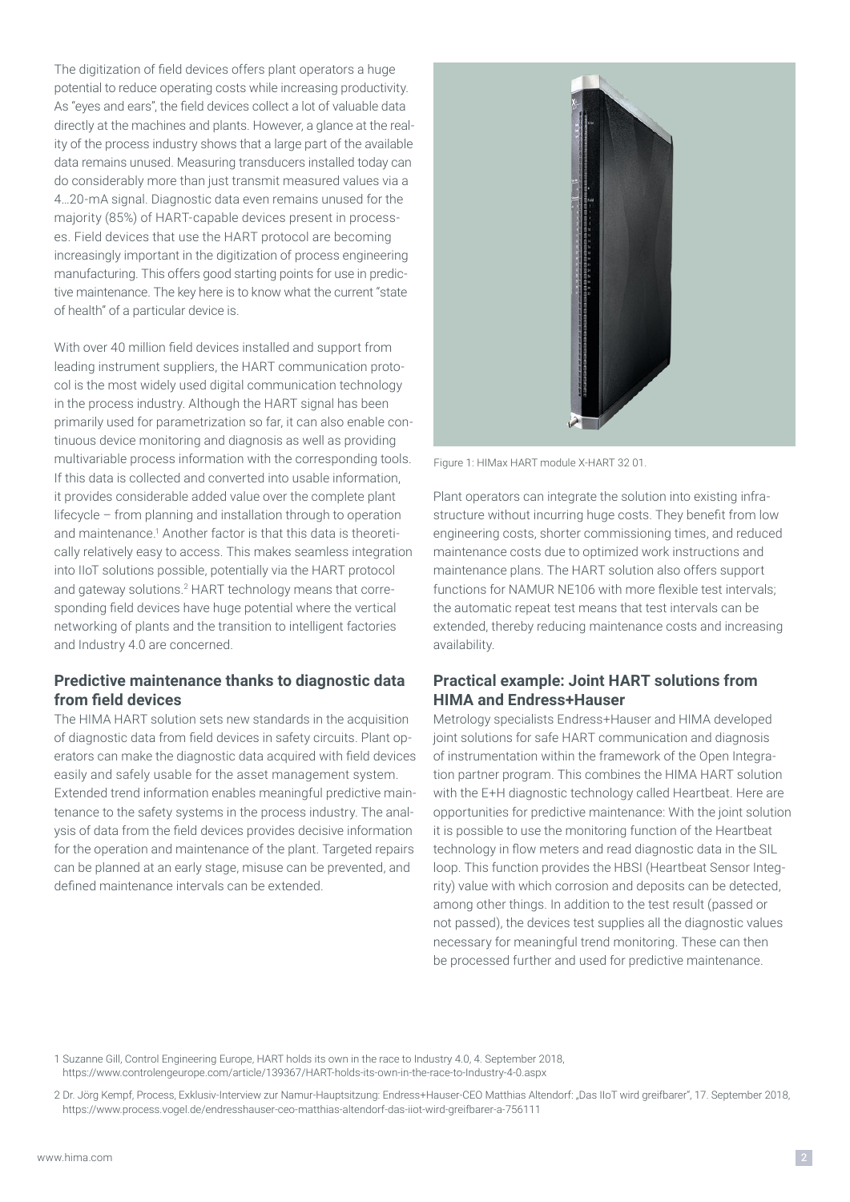The digitization of field devices offers plant operators a huge potential to reduce operating costs while increasing productivity. As "eyes and ears", the field devices collect a lot of valuable data directly at the machines and plants. However, a glance at the reality of the process industry shows that a large part of the available data remains unused. Measuring transducers installed today can do considerably more than just transmit measured values via a 4...20-mA signal. Diagnostic data even remains unused for the majority (85%) of HART-capable devices present in processes. Field devices that use the HART protocol are becoming increasingly important in the digitization of process engineering manufacturing. This offers good starting points for use in predictive maintenance. The key here is to know what the current "state of health" of a particular device is.

With over 40 million field devices installed and support from leading instrument suppliers, the HART communication protocol is the most widely used digital communication technology in the process industry. Although the HART signal has been primarily used for parametrization so far, it can also enable continuous device monitoring and diagnosis as well as providing multivariable process information with the corresponding tools. If this data is collected and converted into usable information, it provides considerable added value over the complete plant lifecycle – from planning and installation through to operation and maintenance.[1] Another factor is that this data is theoretically relatively easy to access. This makes seamless integration into IIoT solutions possible, potentially via the HART protocol and gateway solutions.[2] HART technology means that corresponding field devices have huge potential where the vertical networking of plants and the transition to intelligent factories and Industry 4.0 are concerned.

## Predictive maintenance thanks to diagnostic data from field devices

The HIMA HART solution sets new standards in the acquisition of diagnostic data from field devices in safety circuits. Plant operators can make the diagnostic data acquired with field devices easily and safely usable for the asset management system. Extended trend information enables meaningful predictive maintenance to the safety systems in the process industry. The analysis of data from the field devices provides decisive information for the operation and maintenance of the plant. Targeted repairs can be planned at an early stage, misuse can be prevented, and defined maintenance intervals can be extended.

Figure 1: HIMax HART module X-HART 32 01.

Plant operators can integrate the solution into existing infrastructure without incurring huge costs. They benefit from low engineering costs, shorter commissioning times, and reduced maintenance costs due to optimized work instructions and maintenance plans. The HART solution also offers support functions for NAMUR NE106 with more flexible test intervals; the automatic repeat test means that test intervals can be extended, thereby reducing maintenance costs and increasing availability.

## Practical example: Joint HART solutions from HIMA and Endress+Hauser

Metrology specialists Endress+Hauser and HIMA developed joint solutions for safe HART communication and diagnosis of instrumentation within the framework of the Open Integration partner program. This combines the HIMA HART solution with the E+H diagnostic technology called Heartbeat. Here are opportunities for predictive maintenance: With the joint solution it is possible to use the monitoring function of the Heartbeat technology in flow meters and read diagnostic data in the SIL loop. This function provides the HBSI (Heartbeat Sensor Integrity) value with which corrosion and deposits can be detected, among other things. In addition to the test result (passed or not passed), the devices test supplies all the diagnostic values necessary for meaningful trend monitoring. These can then be processed further and used for predictive maintenance.

1 Suzanne Gill, Control Engineering Europe, HART holds its own in the race to Industry 4.0, 4. September 2018, https://www.controlengeurope.com/article/139367/HART-holds-its-own-in-the-race-to-Industry-4-0.aspx

2 Dr. Jörg Kempf, Process, Exklusiv-Interview zur Namur-Hauptsitzung: Endress+Hauser-CEO Matthias Altendorf: „Das IIoT wird greifbarer", 17. September 2018, https://www.process.vogel.de/endresshauser-ceo-matthias-altendorf-das-iiot-wird-greifbarer-a-756111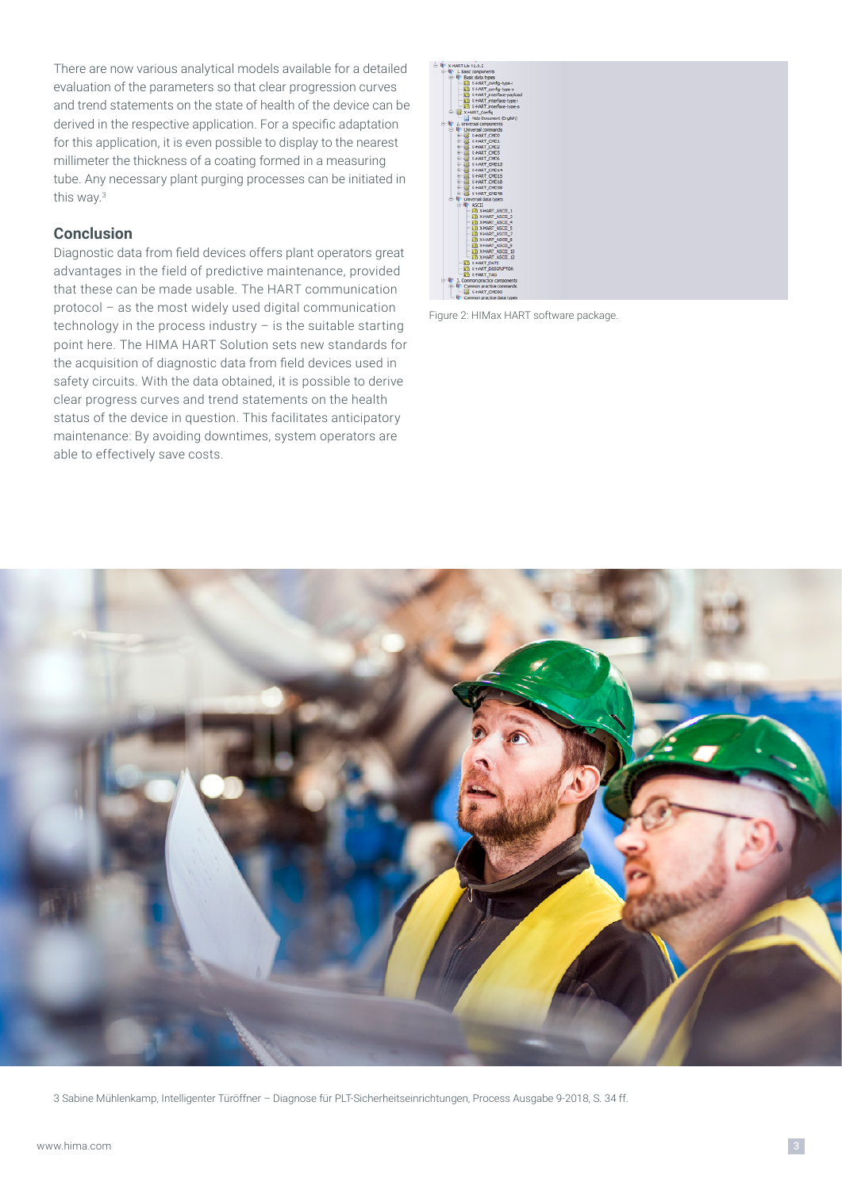There are now various analytical models available for a detailed evaluation of the parameters so that clear progression curves and trend statements on the state of health of the device can be derived in the respective application. For a specific adaptation for this application, it is even possible to display to the nearest millimeter the thickness of a coating formed in a measuring tube. Any necessary plant purging processes can be initiated in this way.[3]

## Conclusion

Diagnostic data from field devices offers plant operators great advantages in the field of predictive maintenance, provided that these can be made usable. The HART communication protocol – as the most widely used digital communication technology in the process industry – is the suitable starting point here. The HIMA HART Solution sets new standards for the acquisition of diagnostic data from field devices used in safety circuits. With the data obtained, it is possible to derive clear progress curves and trend statements on the health status of the device in question. This facilitates anticipatory maintenance: By avoiding downtimes, system operators are able to effectively save costs.

Figure 2: HIMax HART software package.

3 Sabine Mühlenkamp, Intelligenter Türöffner – Diagnose für PLT-Sicherheitseinrichtungen, Process Ausgabe 9-2018, S. 34 ff.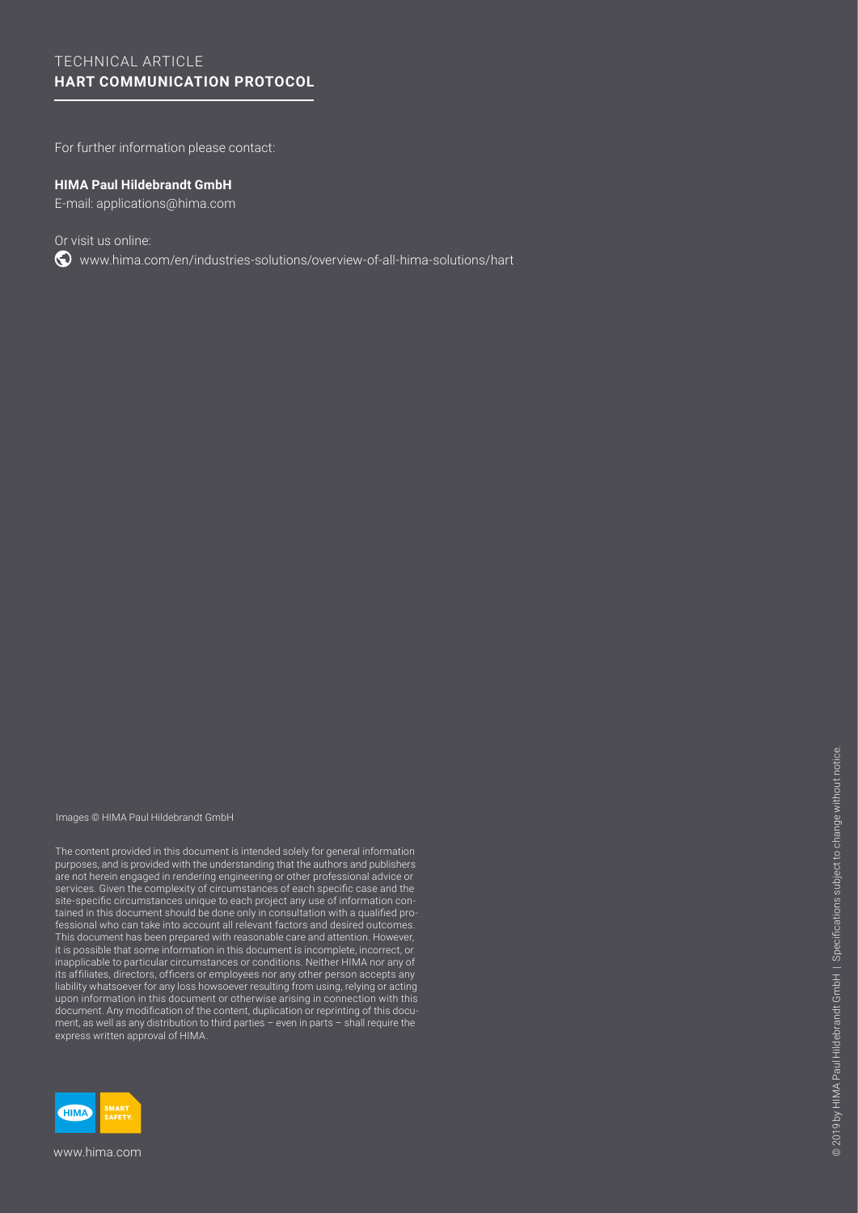TECHNICAL ARTICLE
**HART COMMUNICATION PROTOCOL**

For further information please contact:

**HIMA Paul Hildebrandt GmbH**
E-mail: applications@hima.com

Or visit us online:
www.hima.com/en/industries-solutions/overview-of-all-hima-solutions/hart

Images © HIMA Paul Hildebrandt GmbH

The content provided in this document is intended solely for general information purposes, and is provided with the understanding that the authors and publishers are not herein engaged in rendering engineering or other professional advice or services. Given the complexity of circumstances of each specific case and the site-specific circumstances unique to each project any use of information contained in this document should be done only in consultation with a qualified professional who can take into account all relevant factors and desired outcomes. This document has been prepared with reasonable care and attention. However, it is possible that some information in this document is incomplete, incorrect, or inapplicable to particular circumstances or conditions. Neither HIMA nor any of its affiliates, directors, officers or employees nor any other person accepts any liability whatsoever for any loss howsoever resulting from using, relying or acting upon information in this document or otherwise arising in connection with this document. Any modification of the content, duplication or reprinting of this document, as well as any distribution to third parties – even in parts – shall require the express written approval of HIMA.

HIMA SMART SAFETY.

www.hima.com

© 2019 by HIMA Paul Hildebrandt GmbH | Specifications subject to change without notice.